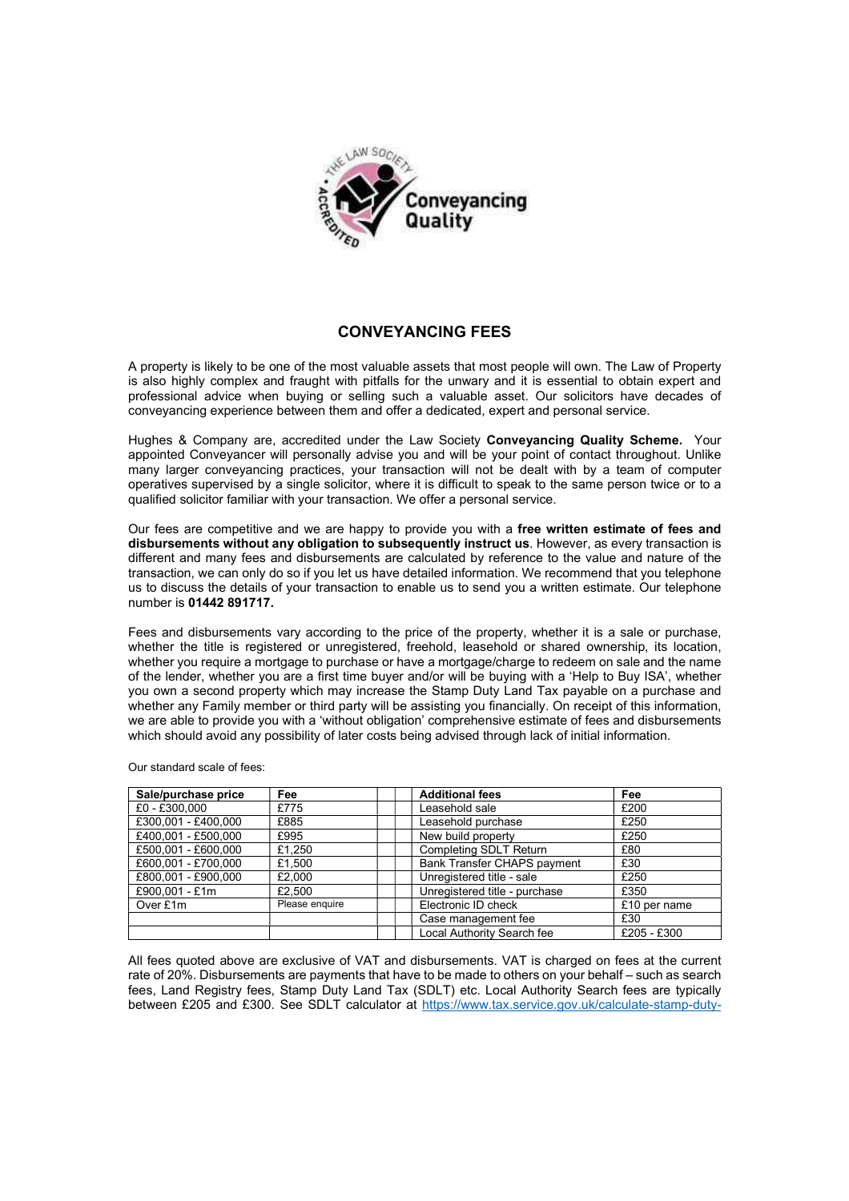## CONVEYANCING FEES

A property is likely to be one of the most valuable assets that most people will own. The Law of Property is also highly complex and fraught with pitfalls for the unwary and it is essential to obtain expert and professional advice when buying or selling such a valuable asset. Our solicitors have decades of conveyancing experience between them and offer a dedicated, expert and personal service.

Hughes & Company are, accredited under the Law Society **Conveyancing Quality Scheme.** Your appointed Conveyancer will personally advise you and will be your point of contact throughout. Unlike many larger conveyancing practices, your transaction will not be dealt with by a team of computer operatives supervised by a single solicitor, where it is difficult to speak to the same person twice or to a qualified solicitor familiar with your transaction. We offer a personal service.

Our fees are competitive and we are happy to provide you with a **free written estimate of fees and disbursements without any obligation to subsequently instruct us**. However, as every transaction is different and many fees and disbursements are calculated by reference to the value and nature of the transaction, we can only do so if you let us have detailed information. We recommend that you telephone us to discuss the details of your transaction to enable us to send you a written estimate. Our telephone number is **01442 891717.**

Fees and disbursements vary according to the price of the property, whether it is a sale or purchase, whether the title is registered or unregistered, freehold, leasehold or shared ownership, its location, whether you require a mortgage to purchase or have a mortgage/charge to redeem on sale and the name of the lender, whether you are a first time buyer and/or will be buying with a 'Help to Buy ISA', whether you own a second property which may increase the Stamp Duty Land Tax payable on a purchase and whether any Family member or third party will be assisting you financially. On receipt of this information, we are able to provide you with a 'without obligation' comprehensive estimate of fees and disbursements which should avoid any possibility of later costs being advised through lack of initial information.

Our standard scale of fees:

| Sale/purchase price | Fee | | | Additional fees | Fee |
|---|---|---|---|---|---|
| £0 - £300,000 | £775 | | | Leasehold sale | £200 |
| £300,001 - £400,000 | £885 | | | Leasehold purchase | £250 |
| £400,001 - £500,000 | £995 | | | New build property | £250 |
| £500,001 - £600,000 | £1,250 | | | Completing SDLT Return | £80 |
| £600,001 - £700,000 | £1,500 | | | Bank Transfer CHAPS payment | £30 |
| £800,001 - £900,000 | £2,000 | | | Unregistered title - sale | £250 |
| £900,001 - £1m | £2,500 | | | Unregistered title - purchase | £350 |
| Over £1m | Please enquire | | | Electronic ID check | £10 per name |
| | | | | Case management fee | £30 |
| | | | | Local Authority Search fee | £205 - £300 |

All fees quoted above are exclusive of VAT and disbursements. VAT is charged on fees at the current rate of 20%. Disbursements are payments that have to be made to others on your behalf – such as search fees, Land Registry fees, Stamp Duty Land Tax (SDLT) etc. Local Authority Search fees are typically between £205 and £300. See SDLT calculator at https://www.tax.service.gov.uk/calculate-stamp-duty-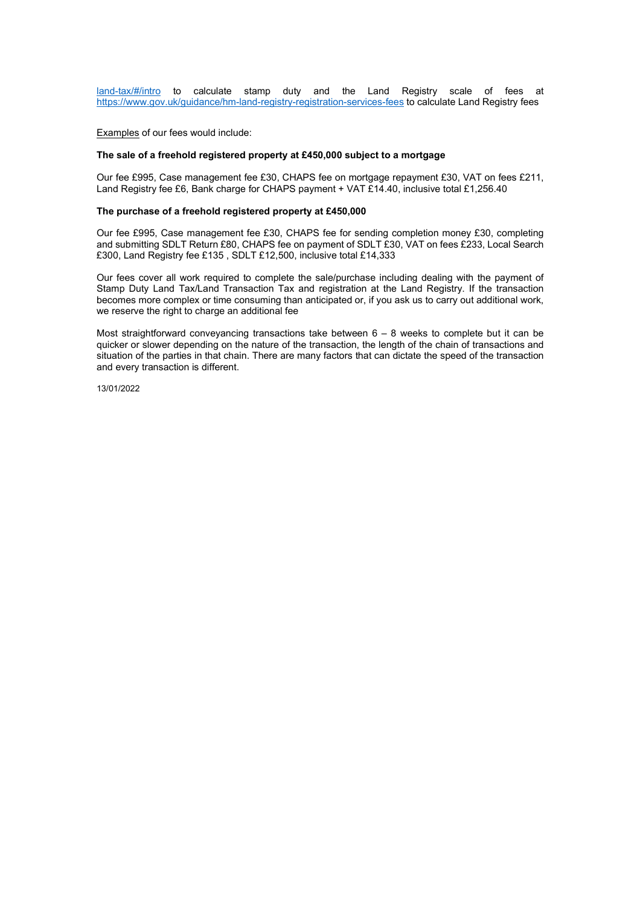land-tax/#/intro to calculate stamp duty and the Land Registry scale of fees at https://www.gov.uk/guidance/hm-land-registry-registration-services-fees to calculate Land Registry fees

Examples of our fees would include:

**The sale of a freehold registered property at £450,000 subject to a mortgage**

Our fee £995, Case management fee £30, CHAPS fee on mortgage repayment £30, VAT on fees £211, Land Registry fee £6, Bank charge for CHAPS payment + VAT £14.40, inclusive total £1,256.40

**The purchase of a freehold registered property at £450,000**

Our fee £995, Case management fee £30, CHAPS fee for sending completion money £30, completing and submitting SDLT Return £80, CHAPS fee on payment of SDLT £30, VAT on fees £233, Local Search £300, Land Registry fee £135 , SDLT £12,500, inclusive total £14,333

Our fees cover all work required to complete the sale/purchase including dealing with the payment of Stamp Duty Land Tax/Land Transaction Tax and registration at the Land Registry. If the transaction becomes more complex or time consuming than anticipated or, if you ask us to carry out additional work, we reserve the right to charge an additional fee

Most straightforward conveyancing transactions take between 6 – 8 weeks to complete but it can be quicker or slower depending on the nature of the transaction, the length of the chain of transactions and situation of the parties in that chain. There are many factors that can dictate the speed of the transaction and every transaction is different.

13/01/2022